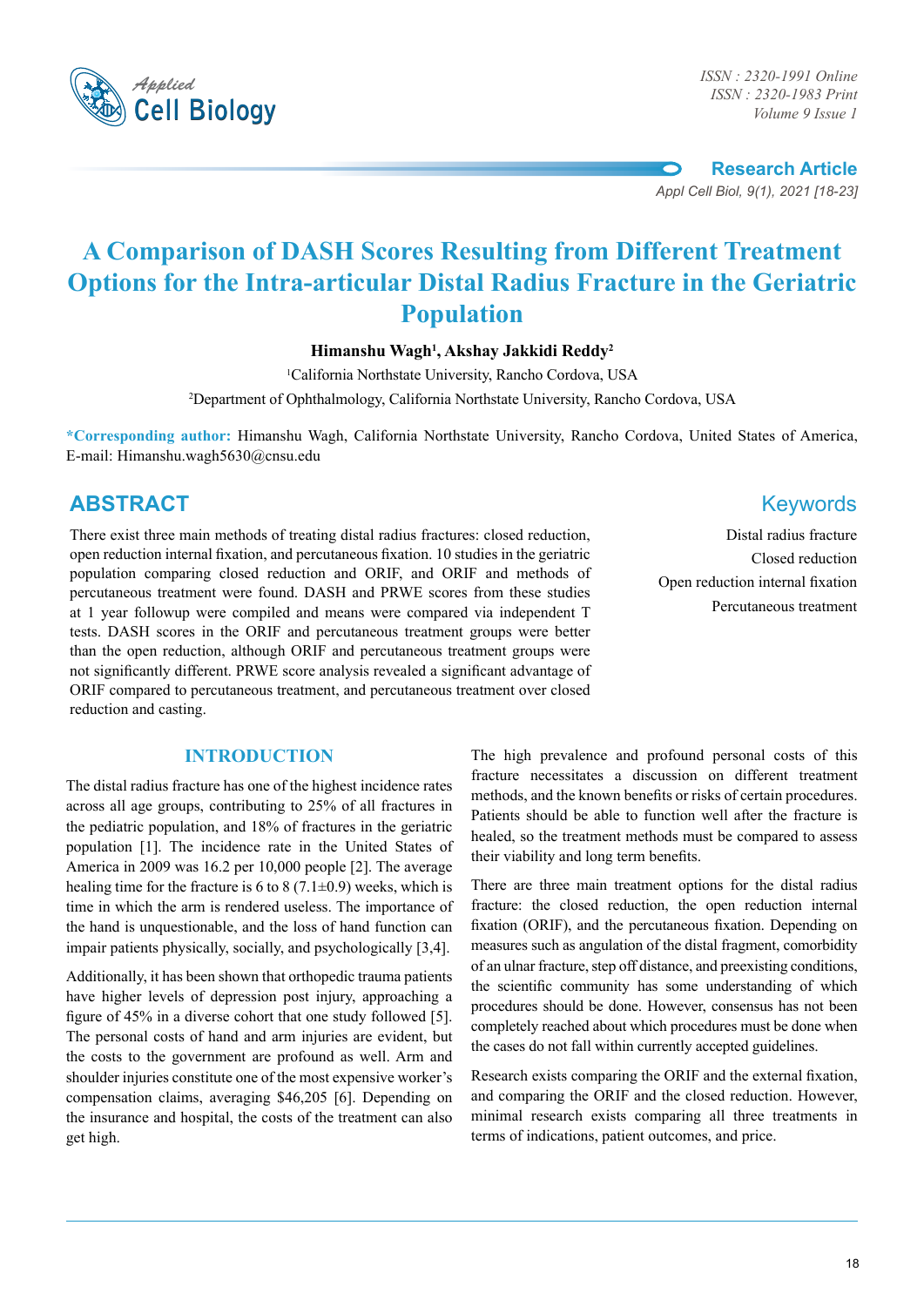# A Comparison of DASH Scores Resulting from Different Treatment Options for the Intra-articular Distal Radius Fracture in the Geriatric Population

**Himanshu Wagh[1], Akshay Jakkidi Reddy[2]**

[1]California Northstate University, Rancho Cordova, USA

[2]Department of Ophthalmology, California Northstate University, Rancho Cordova, USA

**\*Corresponding author:** Himanshu Wagh, California Northstate University, Rancho Cordova, United States of America, E-mail: Himanshu.wagh5630@cnsu.edu

## ABSTRACT

There exist three main methods of treating distal radius fractures: closed reduction, open reduction internal fixation, and percutaneous fixation. 10 studies in the geriatric population comparing closed reduction and ORIF, and ORIF and methods of percutaneous treatment were found. DASH and PRWE scores from these studies at 1 year followup were compiled and means were compared via independent T tests. DASH scores in the ORIF and percutaneous treatment groups were better than the open reduction, although ORIF and percutaneous treatment groups were not significantly different. PRWE score analysis revealed a significant advantage of ORIF compared to percutaneous treatment, and percutaneous treatment over closed reduction and casting.

## Keywords

Distal radius fracture

Closed reduction

Open reduction internal fixation

Percutaneous treatment

## INTRODUCTION

The distal radius fracture has one of the highest incidence rates across all age groups, contributing to 25% of all fractures in the pediatric population, and 18% of fractures in the geriatric population [1]. The incidence rate in the United States of America in 2009 was 16.2 per 10,000 people [2]. The average healing time for the fracture is 6 to 8 (7.1±0.9) weeks, which is time in which the arm is rendered useless. The importance of the hand is unquestionable, and the loss of hand function can impair patients physically, socially, and psychologically [3,4].

Additionally, it has been shown that orthopedic trauma patients have higher levels of depression post injury, approaching a figure of 45% in a diverse cohort that one study followed [5]. The personal costs of hand and arm injuries are evident, but the costs to the government are profound as well. Arm and shoulder injuries constitute one of the most expensive worker's compensation claims, averaging $46,205 [6]. Depending on the insurance and hospital, the costs of the treatment can also get high.

The high prevalence and profound personal costs of this fracture necessitates a discussion on different treatment methods, and the known benefits or risks of certain procedures. Patients should be able to function well after the fracture is healed, so the treatment methods must be compared to assess their viability and long term benefits.

There are three main treatment options for the distal radius fracture: the closed reduction, the open reduction internal fixation (ORIF), and the percutaneous fixation. Depending on measures such as angulation of the distal fragment, comorbidity of an ulnar fracture, step off distance, and preexisting conditions, the scientific community has some understanding of which procedures should be done. However, consensus has not been completely reached about which procedures must be done when the cases do not fall within currently accepted guidelines.

Research exists comparing the ORIF and the external fixation, and comparing the ORIF and the closed reduction. However, minimal research exists comparing all three treatments in terms of indications, patient outcomes, and price.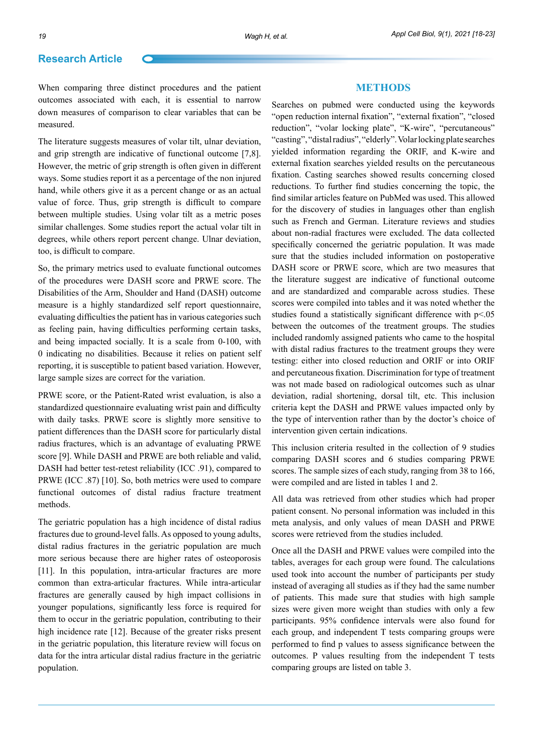When comparing three distinct procedures and the patient outcomes associated with each, it is essential to narrow down measures of comparison to clear variables that can be measured.

The literature suggests measures of volar tilt, ulnar deviation, and grip strength are indicative of functional outcome [7,8]. However, the metric of grip strength is often given in different ways. Some studies report it as a percentage of the non injured hand, while others give it as a percent change or as an actual value of force. Thus, grip strength is difficult to compare between multiple studies. Using volar tilt as a metric poses similar challenges. Some studies report the actual volar tilt in degrees, while others report percent change. Ulnar deviation, too, is difficult to compare.

So, the primary metrics used to evaluate functional outcomes of the procedures were DASH score and PRWE score. The Disabilities of the Arm, Shoulder and Hand (DASH) outcome measure is a highly standardized self report questionnaire, evaluating difficulties the patient has in various categories such as feeling pain, having difficulties performing certain tasks, and being impacted socially. It is a scale from 0-100, with 0 indicating no disabilities. Because it relies on patient self reporting, it is susceptible to patient based variation. However, large sample sizes are correct for the variation.

PRWE score, or the Patient-Rated wrist evaluation, is also a standardized questionnaire evaluating wrist pain and difficulty with daily tasks. PRWE score is slightly more sensitive to patient differences than the DASH score for particularly distal radius fractures, which is an advantage of evaluating PRWE score [9]. While DASH and PRWE are both reliable and valid, DASH had better test-retest reliability (ICC .91), compared to PRWE (ICC .87) [10]. So, both metrics were used to compare functional outcomes of distal radius fracture treatment methods.

The geriatric population has a high incidence of distal radius fractures due to ground-level falls. As opposed to young adults, distal radius fractures in the geriatric population are much more serious because there are higher rates of osteoporosis [11]. In this population, intra-articular fractures are more common than extra-articular fractures. While intra-articular fractures are generally caused by high impact collisions in younger populations, significantly less force is required for them to occur in the geriatric population, contributing to their high incidence rate [12]. Because of the greater risks present in the geriatric population, this literature review will focus on data for the intra articular distal radius fracture in the geriatric population.

## METHODS

Searches on pubmed were conducted using the keywords "open reduction internal fixation", "external fixation", "closed reduction", "volar locking plate", "K-wire", "percutaneous" "casting", "distal radius", "elderly". Volar locking plate searches yielded information regarding the ORIF, and K-wire and external fixation searches yielded results on the percutaneous fixation. Casting searches showed results concerning closed reductions. To further find studies concerning the topic, the find similar articles feature on PubMed was used. This allowed for the discovery of studies in languages other than english such as French and German. Literature reviews and studies about non-radial fractures were excluded. The data collected specifically concerned the geriatric population. It was made sure that the studies included information on postoperative DASH score or PRWE score, which are two measures that the literature suggest are indicative of functional outcome and are standardized and comparable across studies. These scores were compiled into tables and it was noted whether the studies found a statistically significant difference with $p<.05$ between the outcomes of the treatment groups. The studies included randomly assigned patients who came to the hospital with distal radius fractures to the treatment groups they were testing: either into closed reduction and ORIF or into ORIF and percutaneous fixation. Discrimination for type of treatment was not made based on radiological outcomes such as ulnar deviation, radial shortening, dorsal tilt, etc. This inclusion criteria kept the DASH and PRWE values impacted only by the type of intervention rather than by the doctor's choice of intervention given certain indications.

This inclusion criteria resulted in the collection of 9 studies comparing DASH scores and 6 studies comparing PRWE scores. The sample sizes of each study, ranging from 38 to 166, were compiled and are listed in tables 1 and 2.

All data was retrieved from other studies which had proper patient consent. No personal information was included in this meta analysis, and only values of mean DASH and PRWE scores were retrieved from the studies included.

Once all the DASH and PRWE values were compiled into the tables, averages for each group were found. The calculations used took into account the number of participants per study instead of averaging all studies as if they had the same number of patients. This made sure that studies with high sample sizes were given more weight than studies with only a few participants. 95% confidence intervals were also found for each group, and independent T tests comparing groups were performed to find p values to assess significance between the outcomes. P values resulting from the independent T tests comparing groups are listed on table 3.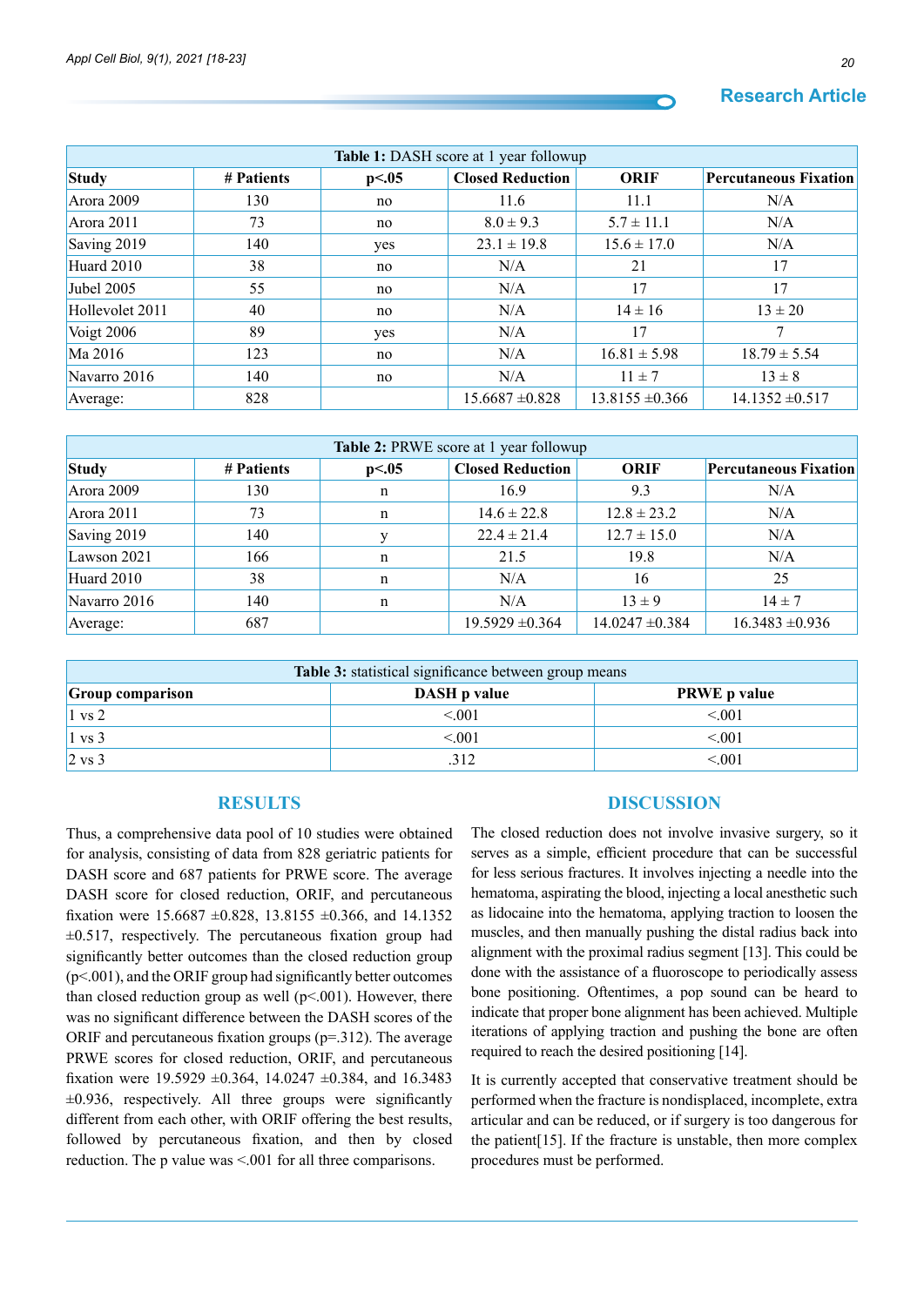**Table 1:** DASH score at 1 year followup

| Study | # Patients | p<.05 | Closed Reduction | ORIF | Percutaneous Fixation |
|---|---|---|---|---|---|
| Arora 2009 | 130 | no | 11.6 | 11.1 | N/A |
| Arora 2011 | 73 | no | 8.0 ± 9.3 | 5.7 ± 11.1 | N/A |
| Saving 2019 | 140 | yes | 23.1 ± 19.8 | 15.6 ± 17.0 | N/A |
| Huard 2010 | 38 | no | N/A | 21 | 17 |
| Jubel 2005 | 55 | no | N/A | 17 | 17 |
| Hollevolet 2011 | 40 | no | N/A | 14 ± 16 | 13 ± 20 |
| Voigt 2006 | 89 | yes | N/A | 17 | 7 |
| Ma 2016 | 123 | no | N/A | 16.81 ± 5.98 | 18.79 ± 5.54 |
| Navarro 2016 | 140 | no | N/A | 11 ± 7 | 13 ± 8 |
| Average: | 828 | | 15.6687 ±0.828 | 13.8155 ±0.366 | 14.1352 ±0.517 |

**Table 2:** PRWE score at 1 year followup

| Study | # Patients | p<.05 | Closed Reduction | ORIF | Percutaneous Fixation |
|---|---|---|---|---|---|
| Arora 2009 | 130 | n | 16.9 | 9.3 | N/A |
| Arora 2011 | 73 | n | 14.6 ± 22.8 | 12.8 ± 23.2 | N/A |
| Saving 2019 | 140 | y | 22.4 ± 21.4 | 12.7 ± 15.0 | N/A |
| Lawson 2021 | 166 | n | 21.5 | 19.8 | N/A |
| Huard 2010 | 38 | n | N/A | 16 | 25 |
| Navarro 2016 | 140 | n | N/A | 13 ± 9 | 14 ± 7 |
| Average: | 687 | | 19.5929 ±0.364 | 14.0247 ±0.384 | 16.3483 ±0.936 |

**Table 3:** statistical significance between group means

| Group comparison | DASH p value | PRWE p value |
|---|---|---|
| 1 vs 2 | <.001 | <.001 |
| 1 vs 3 | <.001 | <.001 |
| 2 vs 3 | .312 | <.001 |

## RESULTS

Thus, a comprehensive data pool of 10 studies were obtained for analysis, consisting of data from 828 geriatric patients for DASH score and 687 patients for PRWE score. The average DASH score for closed reduction, ORIF, and percutaneous fixation were 15.6687 ±0.828, 13.8155 ±0.366, and 14.1352 ±0.517, respectively. The percutaneous fixation group had significantly better outcomes than the closed reduction group ($p<.001$), and the ORIF group had significantly better outcomes than closed reduction group as well ($p<.001$). However, there was no significant difference between the DASH scores of the ORIF and percutaneous fixation groups ($p=.312$). The average PRWE scores for closed reduction, ORIF, and percutaneous fixation were 19.5929 ±0.364, 14.0247 ±0.384, and 16.3483 ±0.936, respectively. All three groups were significantly different from each other, with ORIF offering the best results, followed by percutaneous fixation, and then by closed reduction. The p value was <.001 for all three comparisons.

## DISCUSSION

The closed reduction does not involve invasive surgery, so it serves as a simple, efficient procedure that can be successful for less serious fractures. It involves injecting a needle into the hematoma, aspirating the blood, injecting a local anesthetic such as lidocaine into the hematoma, applying traction to loosen the muscles, and then manually pushing the distal radius back into alignment with the proximal radius segment [13]. This could be done with the assistance of a fluoroscope to periodically assess bone positioning. Oftentimes, a pop sound can be heard to indicate that proper bone alignment has been achieved. Multiple iterations of applying traction and pushing the bone are often required to reach the desired positioning [14].

It is currently accepted that conservative treatment should be performed when the fracture is nondisplaced, incomplete, extra articular and can be reduced, or if surgery is too dangerous for the patient[15]. If the fracture is unstable, then more complex procedures must be performed.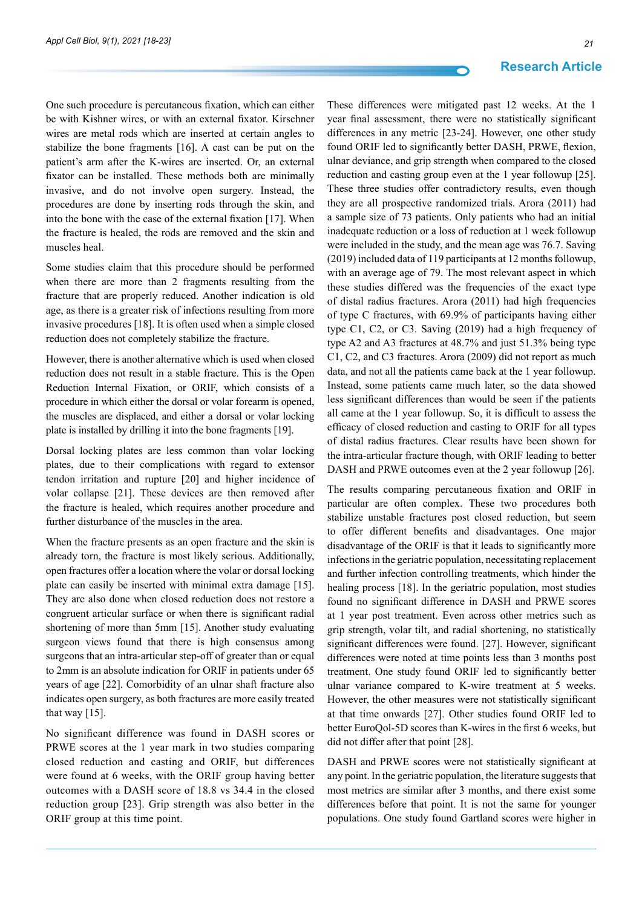One such procedure is percutaneous fixation, which can either be with Kishner wires, or with an external fixator. Kirschner wires are metal rods which are inserted at certain angles to stabilize the bone fragments [16]. A cast can be put on the patient's arm after the K-wires are inserted. Or, an external fixator can be installed. These methods both are minimally invasive, and do not involve open surgery. Instead, the procedures are done by inserting rods through the skin, and into the bone with the case of the external fixation [17]. When the fracture is healed, the rods are removed and the skin and muscles heal.

Some studies claim that this procedure should be performed when there are more than 2 fragments resulting from the fracture that are properly reduced. Another indication is old age, as there is a greater risk of infections resulting from more invasive procedures [18]. It is often used when a simple closed reduction does not completely stabilize the fracture.

However, there is another alternative which is used when closed reduction does not result in a stable fracture. This is the Open Reduction Internal Fixation, or ORIF, which consists of a procedure in which either the dorsal or volar forearm is opened, the muscles are displaced, and either a dorsal or volar locking plate is installed by drilling it into the bone fragments [19].

Dorsal locking plates are less common than volar locking plates, due to their complications with regard to extensor tendon irritation and rupture [20] and higher incidence of volar collapse [21]. These devices are then removed after the fracture is healed, which requires another procedure and further disturbance of the muscles in the area.

When the fracture presents as an open fracture and the skin is already torn, the fracture is most likely serious. Additionally, open fractures offer a location where the volar or dorsal locking plate can easily be inserted with minimal extra damage [15]. They are also done when closed reduction does not restore a congruent articular surface or when there is significant radial shortening of more than 5mm [15]. Another study evaluating surgeon views found that there is high consensus among surgeons that an intra-articular step-off of greater than or equal to 2mm is an absolute indication for ORIF in patients under 65 years of age [22]. Comorbidity of an ulnar shaft fracture also indicates open surgery, as both fractures are more easily treated that way [15].

No significant difference was found in DASH scores or PRWE scores at the 1 year mark in two studies comparing closed reduction and casting and ORIF, but differences were found at 6 weeks, with the ORIF group having better outcomes with a DASH score of 18.8 vs 34.4 in the closed reduction group [23]. Grip strength was also better in the ORIF group at this time point.

These differences were mitigated past 12 weeks. At the 1 year final assessment, there were no statistically significant differences in any metric [23-24]. However, one other study found ORIF led to significantly better DASH, PRWE, flexion, ulnar deviance, and grip strength when compared to the closed reduction and casting group even at the 1 year followup [25]. These three studies offer contradictory results, even though they are all prospective randomized trials. Arora (2011) had a sample size of 73 patients. Only patients who had an initial inadequate reduction or a loss of reduction at 1 week followup were included in the study, and the mean age was 76.7. Saving (2019) included data of 119 participants at 12 months followup, with an average age of 79. The most relevant aspect in which these studies differed was the frequencies of the exact type of distal radius fractures. Arora (2011) had high frequencies of type C fractures, with 69.9% of participants having either type C1, C2, or C3. Saving (2019) had a high frequency of type A2 and A3 fractures at 48.7% and just 51.3% being type C1, C2, and C3 fractures. Arora (2009) did not report as much data, and not all the patients came back at the 1 year followup. Instead, some patients came much later, so the data showed less significant differences than would be seen if the patients all came at the 1 year followup. So, it is difficult to assess the efficacy of closed reduction and casting to ORIF for all types of distal radius fractures. Clear results have been shown for the intra-articular fracture though, with ORIF leading to better DASH and PRWE outcomes even at the 2 year followup [26].

The results comparing percutaneous fixation and ORIF in particular are often complex. These two procedures both stabilize unstable fractures post closed reduction, but seem to offer different benefits and disadvantages. One major disadvantage of the ORIF is that it leads to significantly more infections in the geriatric population, necessitating replacement and further infection controlling treatments, which hinder the healing process [18]. In the geriatric population, most studies found no significant difference in DASH and PRWE scores at 1 year post treatment. Even across other metrics such as grip strength, volar tilt, and radial shortening, no statistically significant differences were found. [27]. However, significant differences were noted at time points less than 3 months post treatment. One study found ORIF led to significantly better ulnar variance compared to K-wire treatment at 5 weeks. However, the other measures were not statistically significant at that time onwards [27]. Other studies found ORIF led to better EuroQol-5D scores than K-wires in the first 6 weeks, but did not differ after that point [28].

DASH and PRWE scores were not statistically significant at any point. In the geriatric population, the literature suggests that most metrics are similar after 3 months, and there exist some differences before that point. It is not the same for younger populations. One study found Gartland scores were higher in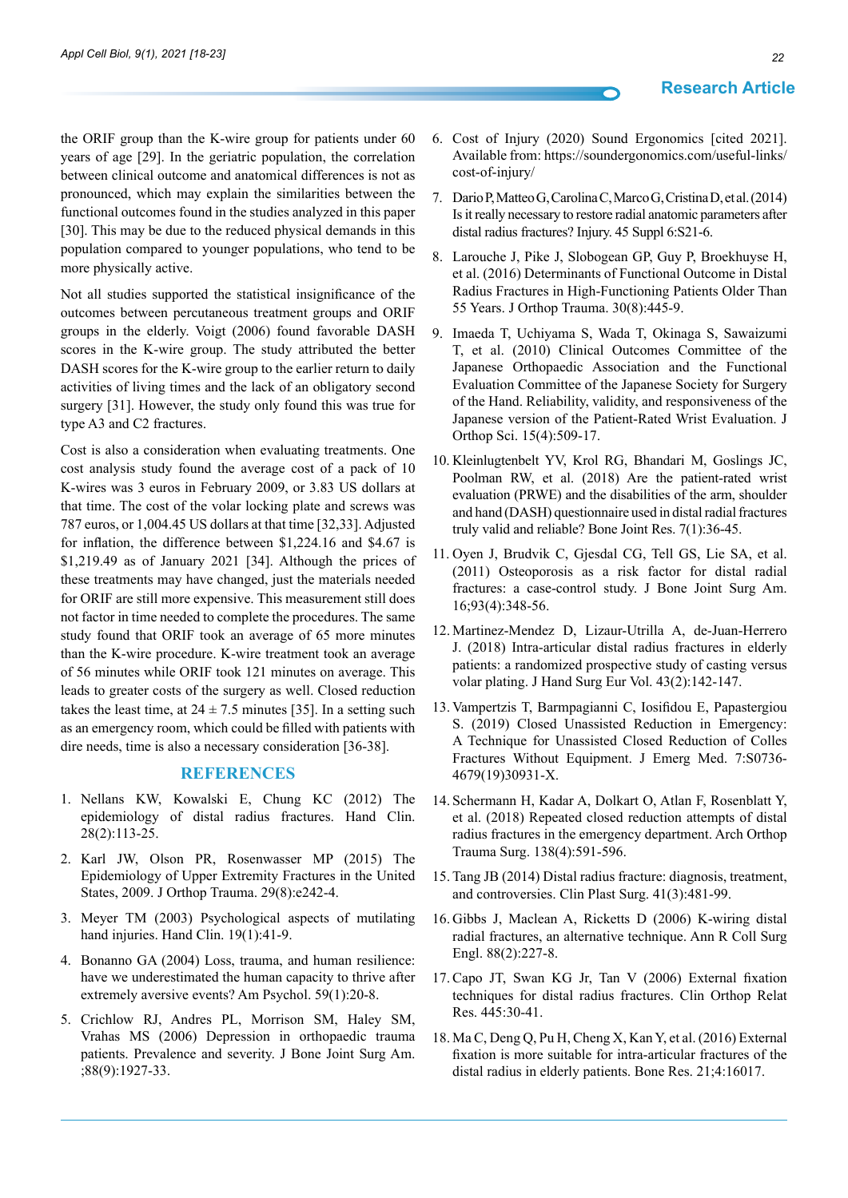the ORIF group than the K-wire group for patients under 60 years of age [29]. In the geriatric population, the correlation between clinical outcome and anatomical differences is not as pronounced, which may explain the similarities between the functional outcomes found in the studies analyzed in this paper [30]. This may be due to the reduced physical demands in this population compared to younger populations, who tend to be more physically active.

Not all studies supported the statistical insignificance of the outcomes between percutaneous treatment groups and ORIF groups in the elderly. Voigt (2006) found favorable DASH scores in the K-wire group. The study attributed the better DASH scores for the K-wire group to the earlier return to daily activities of living times and the lack of an obligatory second surgery [31]. However, the study only found this was true for type A3 and C2 fractures.

Cost is also a consideration when evaluating treatments. One cost analysis study found the average cost of a pack of 10 K-wires was 3 euros in February 2009, or 3.83 US dollars at that time. The cost of the volar locking plate and screws was 787 euros, or 1,004.45 US dollars at that time [32,33]. Adjusted for inflation, the difference between $1,224.16 and $4.67 is $1,219.49 as of January 2021 [34]. Although the prices of these treatments may have changed, just the materials needed for ORIF are still more expensive. This measurement still does not factor in time needed to complete the procedures. The same study found that ORIF took an average of 65 more minutes than the K-wire procedure. K-wire treatment took an average of 56 minutes while ORIF took 121 minutes on average. This leads to greater costs of the surgery as well. Closed reduction takes the least time, at $24 \pm 7.5$ minutes [35]. In a setting such as an emergency room, which could be filled with patients with dire needs, time is also a necessary consideration [36-38].

## REFERENCES

1. Nellans KW, Kowalski E, Chung KC (2012) The epidemiology of distal radius fractures. Hand Clin. 28(2):113-25.
2. Karl JW, Olson PR, Rosenwasser MP (2015) The Epidemiology of Upper Extremity Fractures in the United States, 2009. J Orthop Trauma. 29(8):e242-4.
3. Meyer TM (2003) Psychological aspects of mutilating hand injuries. Hand Clin. 19(1):41-9.
4. Bonanno GA (2004) Loss, trauma, and human resilience: have we underestimated the human capacity to thrive after extremely aversive events? Am Psychol. 59(1):20-8.
5. Crichlow RJ, Andres PL, Morrison SM, Haley SM, Vrahas MS (2006) Depression in orthopaedic trauma patients. Prevalence and severity. J Bone Joint Surg Am. ;88(9):1927-33.
6. Cost of Injury (2020) Sound Ergonomics [cited 2021]. Available from: https://soundergonomics.com/useful-links/cost-of-injury/
7. Dario P, Matteo G, Carolina C, Marco G, Cristina D, et al. (2014) Is it really necessary to restore radial anatomic parameters after distal radius fractures? Injury. 45 Suppl 6:S21-6.
8. Larouche J, Pike J, Slobogean GP, Guy P, Broekhuyse H, et al. (2016) Determinants of Functional Outcome in Distal Radius Fractures in High-Functioning Patients Older Than 55 Years. J Orthop Trauma. 30(8):445-9.
9. Imaeda T, Uchiyama S, Wada T, Okinaga S, Sawaizumi T, et al. (2010) Clinical Outcomes Committee of the Japanese Orthopaedic Association and the Functional Evaluation Committee of the Japanese Society for Surgery of the Hand. Reliability, validity, and responsiveness of the Japanese version of the Patient-Rated Wrist Evaluation. J Orthop Sci. 15(4):509-17.
10. Kleinlugtenbelt YV, Krol RG, Bhandari M, Goslings JC, Poolman RW, et al. (2018) Are the patient-rated wrist evaluation (PRWE) and the disabilities of the arm, shoulder and hand (DASH) questionnaire used in distal radial fractures truly valid and reliable? Bone Joint Res. 7(1):36-45.
11. Oyen J, Brudvik C, Gjesdal CG, Tell GS, Lie SA, et al. (2011) Osteoporosis as a risk factor for distal radial fractures: a case-control study. J Bone Joint Surg Am. 16;93(4):348-56.
12. Martinez-Mendez D, Lizaur-Utrilla A, de-Juan-Herrero J. (2018) Intra-articular distal radius fractures in elderly patients: a randomized prospective study of casting versus volar plating. J Hand Surg Eur Vol. 43(2):142-147.
13. Vampertzis T, Barmpagianni C, Iosifidou E, Papastergiou S. (2019) Closed Unassisted Reduction in Emergency: A Technique for Unassisted Closed Reduction of Colles Fractures Without Equipment. J Emerg Med. 7:S0736-4679(19)30931-X.
14. Schermann H, Kadar A, Dolkart O, Atlan F, Rosenblatt Y, et al. (2018) Repeated closed reduction attempts of distal radius fractures in the emergency department. Arch Orthop Trauma Surg. 138(4):591-596.
15. Tang JB (2014) Distal radius fracture: diagnosis, treatment, and controversies. Clin Plast Surg. 41(3):481-99.
16. Gibbs J, Maclean A, Ricketts D (2006) K-wiring distal radial fractures, an alternative technique. Ann R Coll Surg Engl. 88(2):227-8.
17. Capo JT, Swan KG Jr, Tan V (2006) External fixation techniques for distal radius fractures. Clin Orthop Relat Res. 445:30-41.
18. Ma C, Deng Q, Pu H, Cheng X, Kan Y, et al. (2016) External fixation is more suitable for intra-articular fractures of the distal radius in elderly patients. Bone Res. 21;4:16017.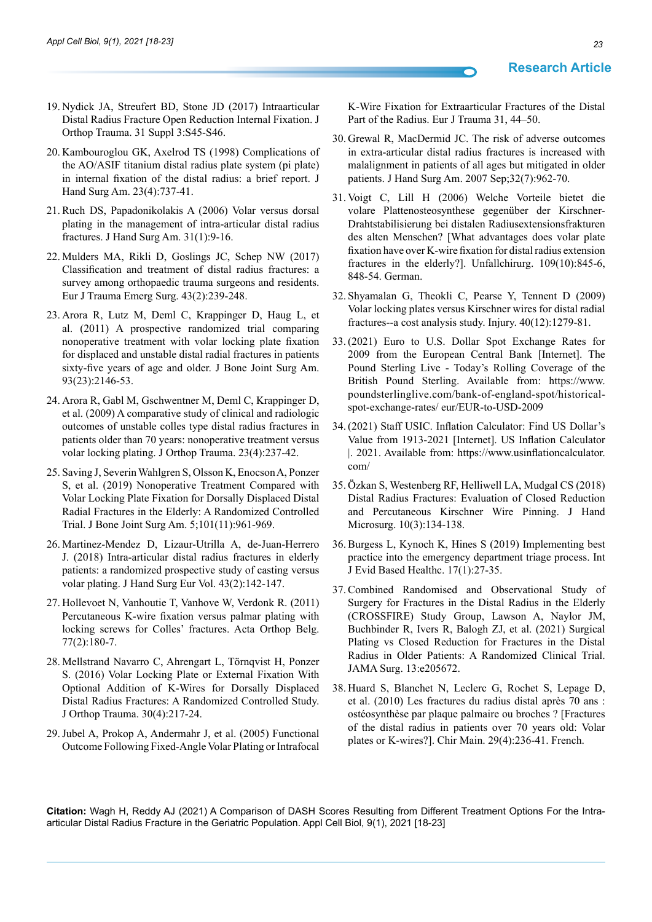19. Nydick JA, Streufert BD, Stone JD (2017) Intraarticular Distal Radius Fracture Open Reduction Internal Fixation. J Orthop Trauma. 31 Suppl 3:S45-S46.

20. Kambouroglou GK, Axelrod TS (1998) Complications of the AO/ASIF titanium distal radius plate system (pi plate) in internal fixation of the distal radius: a brief report. J Hand Surg Am. 23(4):737-41.

21. Ruch DS, Papadonikolakis A (2006) Volar versus dorsal plating in the management of intra-articular distal radius fractures. J Hand Surg Am. 31(1):9-16.

22. Mulders MA, Rikli D, Goslings JC, Schep NW (2017) Classification and treatment of distal radius fractures: a survey among orthopaedic trauma surgeons and residents. Eur J Trauma Emerg Surg. 43(2):239-248.

23. Arora R, Lutz M, Deml C, Krappinger D, Haug L, et al. (2011) A prospective randomized trial comparing nonoperative treatment with volar locking plate fixation for displaced and unstable distal radial fractures in patients sixty-five years of age and older. J Bone Joint Surg Am. 93(23):2146-53.

24. Arora R, Gabl M, Gschwentner M, Deml C, Krappinger D, et al. (2009) A comparative study of clinical and radiologic outcomes of unstable colles type distal radius fractures in patients older than 70 years: nonoperative treatment versus volar locking plating. J Orthop Trauma. 23(4):237-42.

25. Saving J, Severin Wahlgren S, Olsson K, Enocson A, Ponzer S, et al. (2019) Nonoperative Treatment Compared with Volar Locking Plate Fixation for Dorsally Displaced Distal Radial Fractures in the Elderly: A Randomized Controlled Trial. J Bone Joint Surg Am. 5;101(11):961-969.

26. Martinez-Mendez D, Lizaur-Utrilla A, de-Juan-Herrero J. (2018) Intra-articular distal radius fractures in elderly patients: a randomized prospective study of casting versus volar plating. J Hand Surg Eur Vol. 43(2):142-147.

27. Hollevoet N, Vanhoutie T, Vanhove W, Verdonk R. (2011) Percutaneous K-wire fixation versus palmar plating with locking screws for Colles' fractures. Acta Orthop Belg. 77(2):180-7.

28. Mellstrand Navarro C, Ahrengart L, Törnqvist H, Ponzer S. (2016) Volar Locking Plate or External Fixation With Optional Addition of K-Wires for Dorsally Displaced Distal Radius Fractures: A Randomized Controlled Study. J Orthop Trauma. 30(4):217-24.

29. Jubel A, Prokop A, Andermahr J, et al. (2005) Functional Outcome Following Fixed-Angle Volar Plating or Intrafocal K-Wire Fixation for Extraarticular Fractures of the Distal Part of the Radius. Eur J Trauma 31, 44–50.

30. Grewal R, MacDermid JC. The risk of adverse outcomes in extra-articular distal radius fractures is increased with malalignment in patients of all ages but mitigated in older patients. J Hand Surg Am. 2007 Sep;32(7):962-70.

31. Voigt C, Lill H (2006) Welche Vorteile bietet die volare Plattenosteosynthese gegenüber der Kirschner-Drahtstabilisierung bei distalen Radiusextensionsfrakturen des alten Menschen? [What advantages does volar plate fixation have over K-wire fixation for distal radius extension fractures in the elderly?]. Unfallchirurg. 109(10):845-6, 848-54. German.

32. Shyamalan G, Theokli C, Pearse Y, Tennent D (2009) Volar locking plates versus Kirschner wires for distal radial fractures--a cost analysis study. Injury. 40(12):1279-81.

33. (2021) Euro to U.S. Dollar Spot Exchange Rates for 2009 from the European Central Bank [Internet]. The Pound Sterling Live - Today's Rolling Coverage of the British Pound Sterling. Available from: https://www.poundsterlinglive.com/bank-of-england-spot/historical-spot-exchange-rates/ eur/EUR-to-USD-2009

34. (2021) Staff USIC. Inflation Calculator: Find US Dollar's Value from 1913-2021 [Internet]. US Inflation Calculator |. 2021. Available from: https://www.usinflationcalculator.com/

35. Özkan S, Westenberg RF, Helliwell LA, Mudgal CS (2018) Distal Radius Fractures: Evaluation of Closed Reduction and Percutaneous Kirschner Wire Pinning. J Hand Microsurg. 10(3):134-138.

36. Burgess L, Kynoch K, Hines S (2019) Implementing best practice into the emergency department triage process. Int J Evid Based Healthc. 17(1):27-35.

37. Combined Randomised and Observational Study of Surgery for Fractures in the Distal Radius in the Elderly (CROSSFIRE) Study Group, Lawson A, Naylor JM, Buchbinder R, Ivers R, Balogh ZJ, et al. (2021) Surgical Plating vs Closed Reduction for Fractures in the Distal Radius in Older Patients: A Randomized Clinical Trial. JAMA Surg. 13:e205672.

38. Huard S, Blanchet N, Leclerc G, Rochet S, Lepage D, et al. (2010) Les fractures du radius distal après 70 ans : ostéosynthèse par plaque palmaire ou broches ? [Fractures of the distal radius in patients over 70 years old: Volar plates or K-wires?]. Chir Main. 29(4):236-41. French.

**Citation:** Wagh H, Reddy AJ (2021) A Comparison of DASH Scores Resulting from Different Treatment Options For the Intra-articular Distal Radius Fracture in the Geriatric Population. Appl Cell Biol, 9(1), 2021 [18-23]